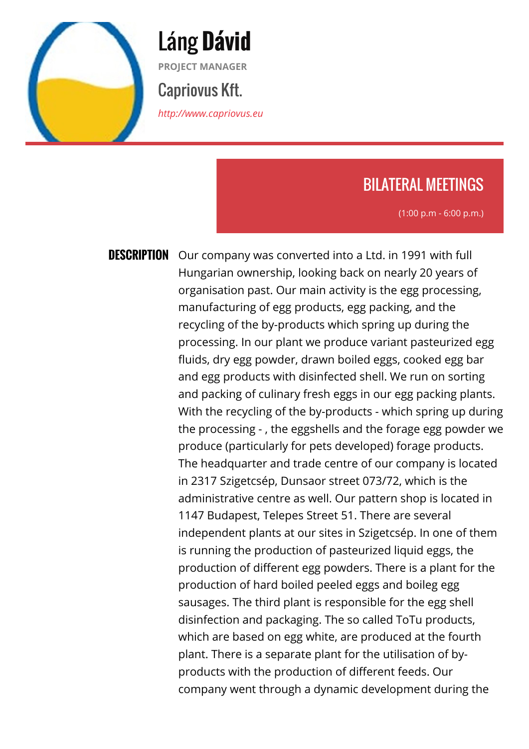# Láng **Dávid**

**PROJECT MANAGER**

## Capriovus Kft.

*http://www.capriovus.eu*

## BILATERAL MEETINGS

(1:00 p.m - 6:00 p.m.)

**DESCRIPTION**

Our company was converted into a Ltd. in 1991 with full Hungarian ownership, looking back on nearly 20 years of organisation past. Our main activity is the egg processing, manufacturing of egg products, egg packing, and the recycling of the by-products which spring up during the processing. In our plant we produce variant pasteurized egg fluids, dry egg powder, drawn boiled eggs, cooked egg bar and egg products with disinfected shell. We run on sorting and packing of culinary fresh eggs in our egg packing plants. With the recycling of the by-products - which spring up during the processing - , the eggshells and the forage egg powder we produce (particularly for pets developed) forage products. The headquarter and trade centre of our company is located in 2317 Szigetcsép, Dunsaor street 073/72, which is the administrative centre as well. Our pattern shop is located in 1147 Budapest, Telepes Street 51. There are several independent plants at our sites in Szigetcsép. In one of them is running the production of pasteurized liquid eggs, the production of different egg powders. There is a plant for the production of hard boiled peeled eggs and boileg egg sausages. The third plant is responsible for the egg shell disinfection and packaging. The so called ToTu products, which are based on egg white, are produced at the fourth plant. There is a separate plant for the utilisation of by-products with the production of different feeds. Our company went through a dynamic development during the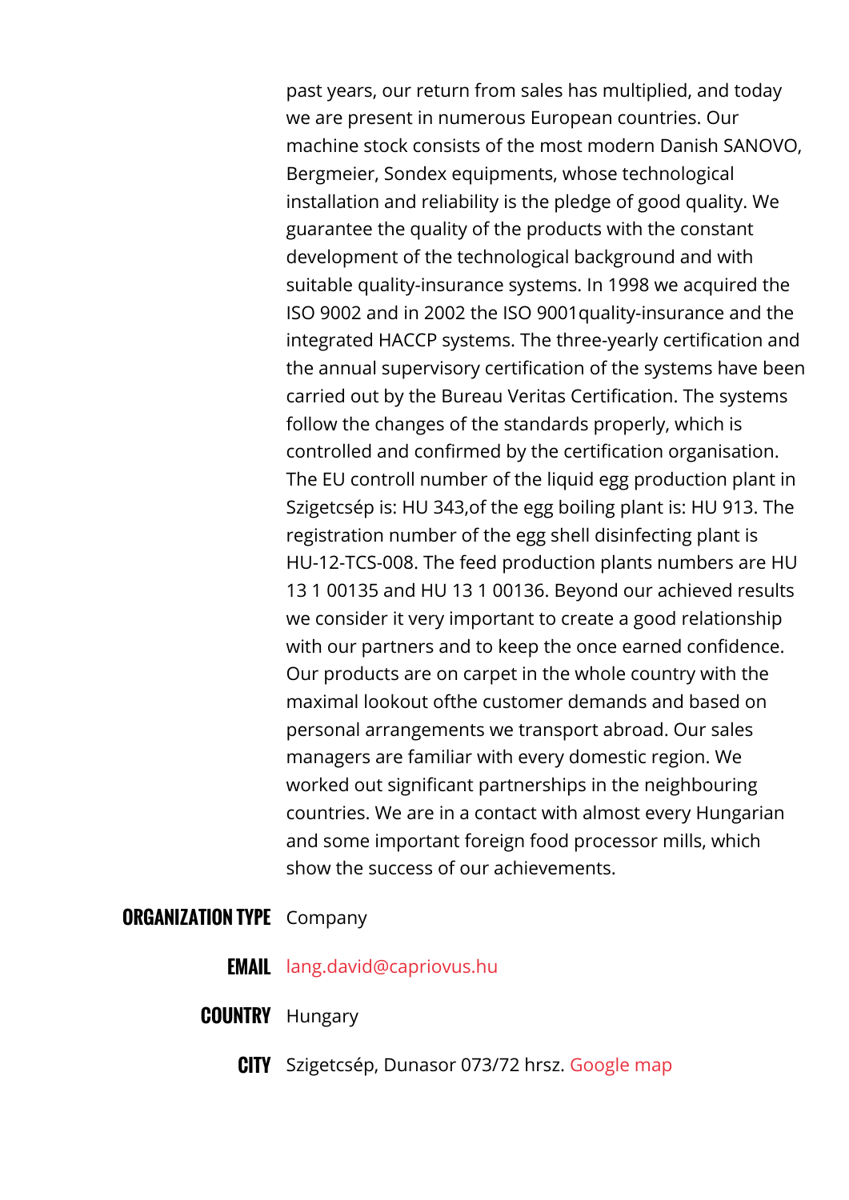past years, our return from sales has multiplied, and today we are present in numerous European countries. Our machine stock consists of the most modern Danish SANOVO, Bergmeier, Sondex equipments, whose technological installation and reliability is the pledge of good quality. We guarantee the quality of the products with the constant development of the technological background and with suitable quality-insurance systems. In 1998 we acquired the ISO 9002 and in 2002 the ISO 9001quality-insurance and the integrated HACCP systems. The three-yearly certification and the annual supervisory certification of the systems have been carried out by the Bureau Veritas Certification. The systems follow the changes of the standards properly, which is controlled and confirmed by the certification organisation. The EU controll number of the liquid egg production plant in Szigetcsép is: HU 343,of the egg boiling plant is: HU 913. The registration number of the egg shell disinfecting plant is HU-12-TCS-008. The feed production plants numbers are HU 13 1 00135 and HU 13 1 00136. Beyond our achieved results we consider it very important to create a good relationship with our partners and to keep the once earned confidence. Our products are on carpet in the whole country with the maximal lookout ofthe customer demands and based on personal arrangements we transport abroad. Our sales managers are familiar with every domestic region. We worked out significant partnerships in the neighbouring countries. We are in a contact with almost every Hungarian and some important foreign food processor mills, which show the success of our achievements.

**ORGANIZATION TYPE** Company

**EMAIL** lang.david@capriovus.hu

**COUNTRY** Hungary

**CITY** Szigetcsép, Dunasor 073/72 hrsz. Google map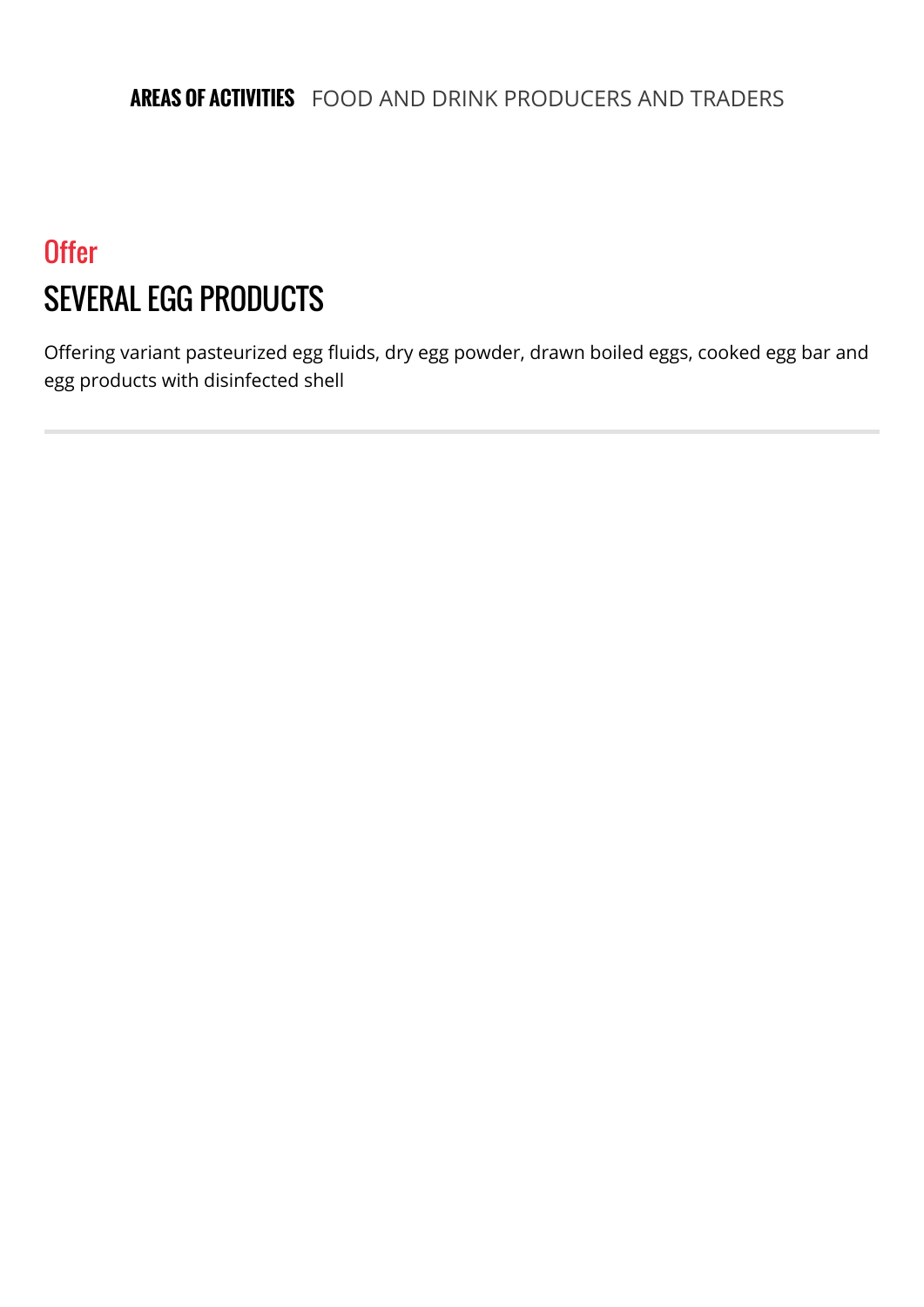**AREAS OF ACTIVITIES** FOOD AND DRINK PRODUCERS AND TRADERS

Offer

## SEVERAL EGG PRODUCTS

Offering variant pasteurized egg fluids, dry egg powder, drawn boiled eggs, cooked egg bar and egg products with disinfected shell